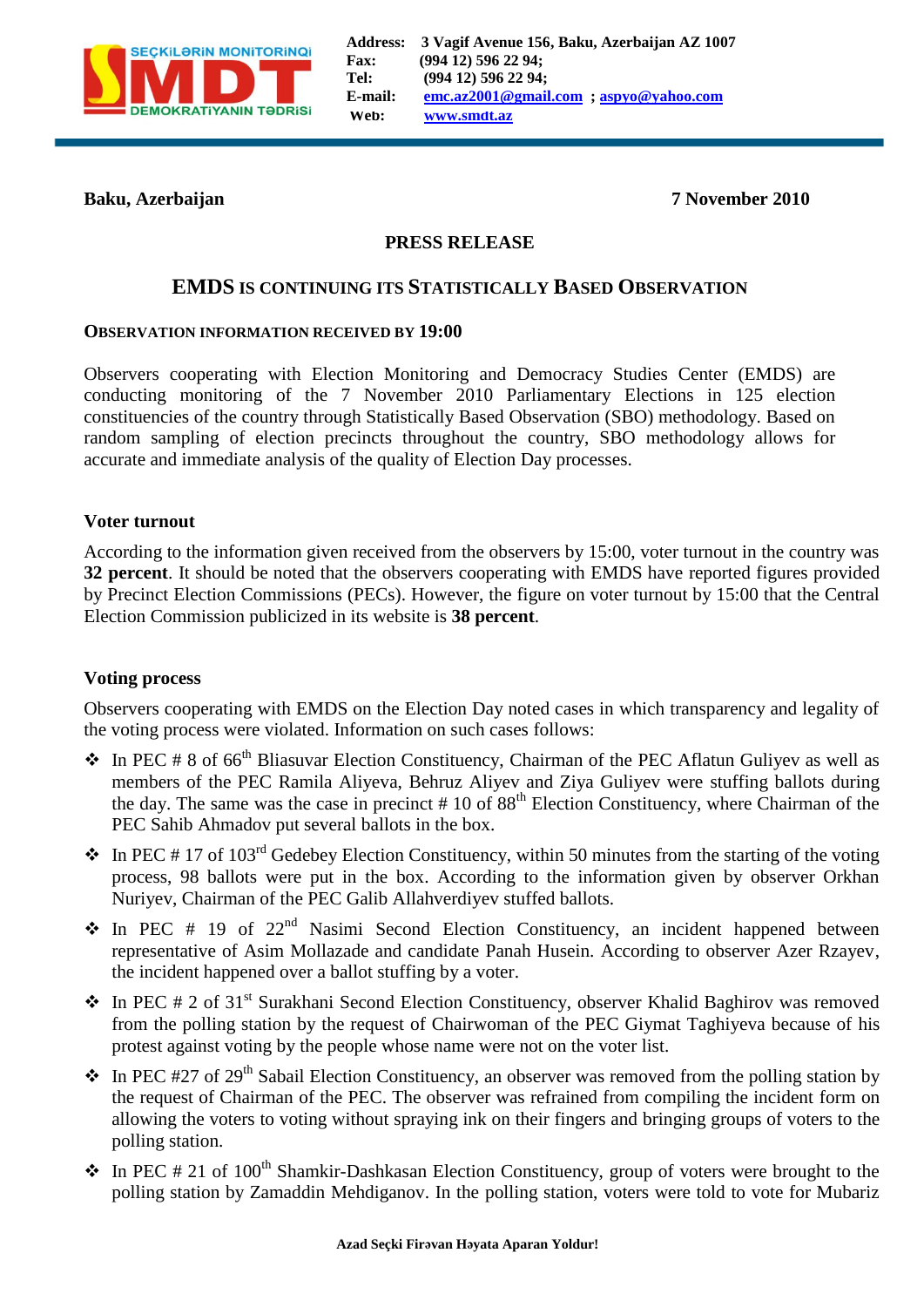Address: 3 Vagif Avenue 156, Baku, Azerbaijan AZ 1007
Fax: (994 12) 596 22 94;
Tel: (994 12) 596 22 94;
E-mail: emc.az2001@gmail.com ; aspyo@yahoo.com
Web: www.smdt.az

**Baku, Azerbaijan** **7 November 2010**

**PRESS RELEASE**

## EMDS IS CONTINUING ITS STATISTICALLY BASED OBSERVATION

### OBSERVATION INFORMATION RECEIVED BY 19:00

Observers cooperating with Election Monitoring and Democracy Studies Center (EMDS) are conducting monitoring of the 7 November 2010 Parliamentary Elections in 125 election constituencies of the country through Statistically Based Observation (SBO) methodology. Based on random sampling of election precincts throughout the country, SBO methodology allows for accurate and immediate analysis of the quality of Election Day processes.

### Voter turnout

According to the information given received from the observers by 15:00, voter turnout in the country was **32 percent**. It should be noted that the observers cooperating with EMDS have reported figures provided by Precinct Election Commissions (PECs). However, the figure on voter turnout by 15:00 that the Central Election Commission publicized in its website is **38 percent**.

### Voting process

Observers cooperating with EMDS on the Election Day noted cases in which transparency and legality of the voting process were violated. Information on such cases follows:

- In PEC # 8 of 66th Bliasuvar Election Constituency, Chairman of the PEC Aflatun Guliyev as well as members of the PEC Ramila Aliyeva, Behruz Aliyev and Ziya Guliyev were stuffing ballots during the day. The same was the case in precinct # 10 of 88th Election Constituency, where Chairman of the PEC Sahib Ahmadov put several ballots in the box.
- In PEC # 17 of 103rd Gedebey Election Constituency, within 50 minutes from the starting of the voting process, 98 ballots were put in the box. According to the information given by observer Orkhan Nuriyev, Chairman of the PEC Galib Allahverdiyev stuffed ballots.
- In PEC # 19 of 22nd Nasimi Second Election Constituency, an incident happened between representative of Asim Mollazade and candidate Panah Husein. According to observer Azer Rzayev, the incident happened over a ballot stuffing by a voter.
- In PEC # 2 of 31st Surakhani Second Election Constituency, observer Khalid Baghirov was removed from the polling station by the request of Chairwoman of the PEC Giymat Taghiyeva because of his protest against voting by the people whose name were not on the voter list.
- In PEC #27 of 29th Sabail Election Constituency, an observer was removed from the polling station by the request of Chairman of the PEC. The observer was refrained from compiling the incident form on allowing the voters to voting without spraying ink on their fingers and bringing groups of voters to the polling station.
- In PEC # 21 of 100th Shamkir-Dashkasan Election Constituency, group of voters were brought to the polling station by Zamaddin Mehdiganov. In the polling station, voters were told to vote for Mubariz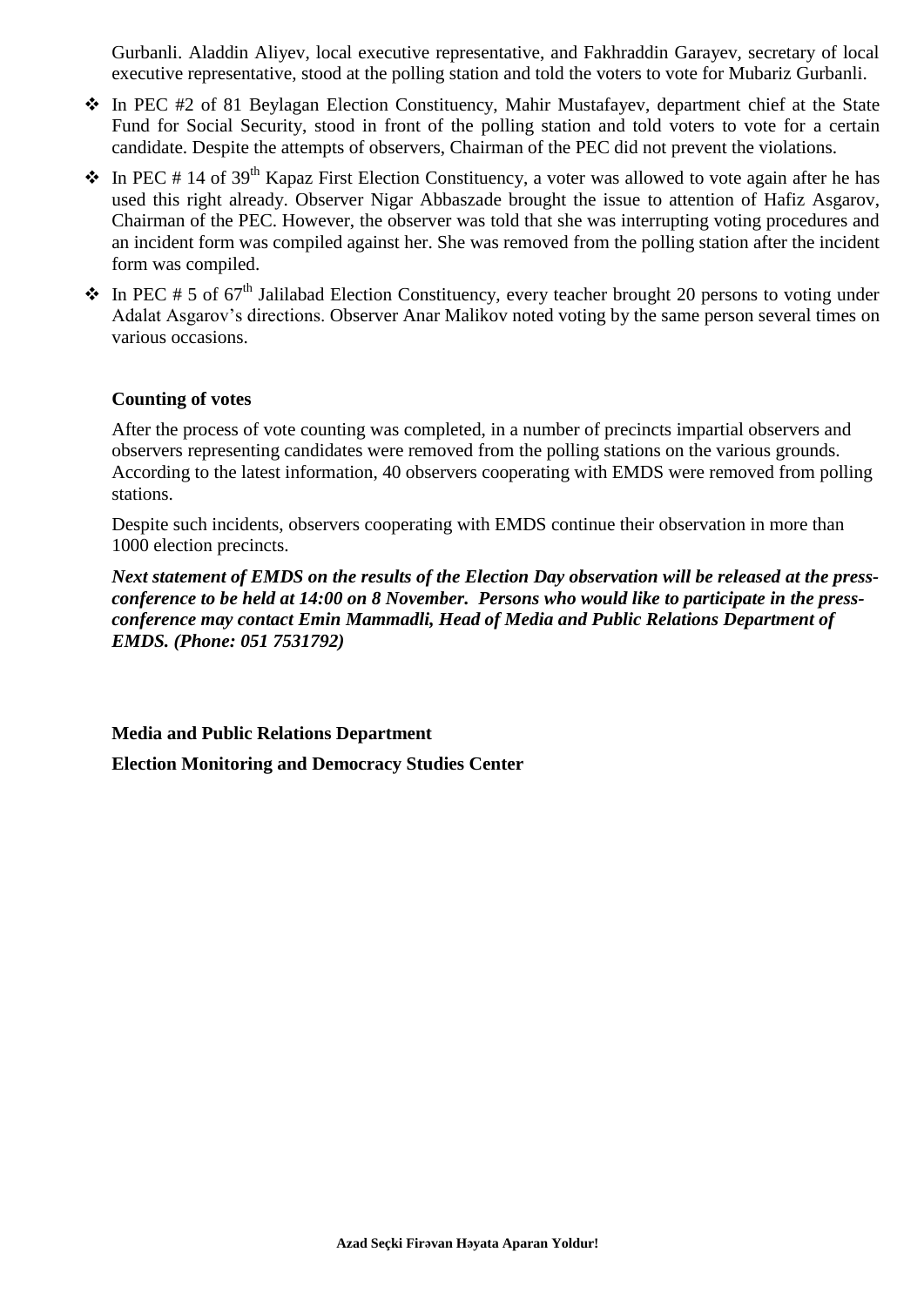Gurbanli. Aladdin Aliyev, local executive representative, and Fakhraddin Garayev, secretary of local executive representative, stood at the polling station and told the voters to vote for Mubariz Gurbanli.

- In PEC #2 of 81 Beylagan Election Constituency, Mahir Mustafayev, department chief at the State Fund for Social Security, stood in front of the polling station and told voters to vote for a certain candidate. Despite the attempts of observers, Chairman of the PEC did not prevent the violations.
- In PEC # 14 of 39th Kapaz First Election Constituency, a voter was allowed to vote again after he has used this right already. Observer Nigar Abbaszade brought the issue to attention of Hafiz Asgarov, Chairman of the PEC. However, the observer was told that she was interrupting voting procedures and an incident form was compiled against her. She was removed from the polling station after the incident form was compiled.
- In PEC # 5 of 67th Jalilabad Election Constituency, every teacher brought 20 persons to voting under Adalat Asgarov's directions. Observer Anar Malikov noted voting by the same person several times on various occasions.

**Counting of votes**

After the process of vote counting was completed, in a number of precincts impartial observers and observers representing candidates were removed from the polling stations on the various grounds. According to the latest information, 40 observers cooperating with EMDS were removed from polling stations.

Despite such incidents, observers cooperating with EMDS continue their observation in more than 1000 election precincts.

***Next statement of EMDS on the results of the Election Day observation will be released at the press-conference to be held at 14:00 on 8 November. Persons who would like to participate in the press-conference may contact Emin Mammadli, Head of Media and Public Relations Department of EMDS. (Phone: 051 7531792)***

**Media and Public Relations Department**

**Election Monitoring and Democracy Studies Center**